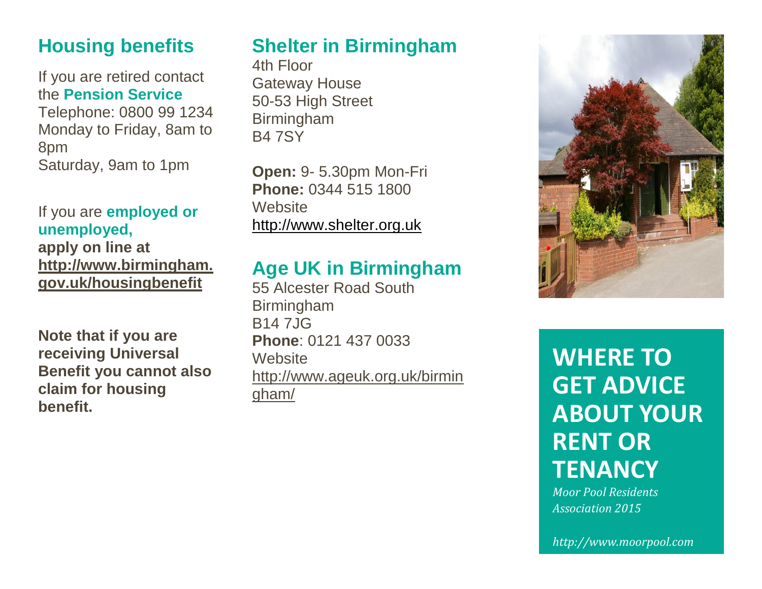## Housing benefits

If you are retired contact the **Pension Service**
Telephone: 0800 99 1234
Monday to Friday, 8am to 8pm
Saturday, 9am to 1pm

If you are **employed or unemployed,**
**apply on line at**
**http://www.birmingham.gov.uk/housingbenefit**

**Note that if you are receiving Universal Benefit you cannot also claim for housing benefit.**

## Shelter in Birmingham

4th Floor
Gateway House
50-53 High Street
Birmingham
B4 7SY

**Open:** 9- 5.30pm Mon-Fri
**Phone:** 0344 515 1800
Website
http://www.shelter.org.uk

## Age UK in Birmingham

55 Alcester Road South
Birmingham
B14 7JG
**Phone**: 0121 437 0033
Website
http://www.ageuk.org.uk/birmingham/

# WHERE TO GET ADVICE ABOUT YOUR RENT OR TENANCY

*Moor Pool Residents Association 2015*

*http://www.moorpool.com*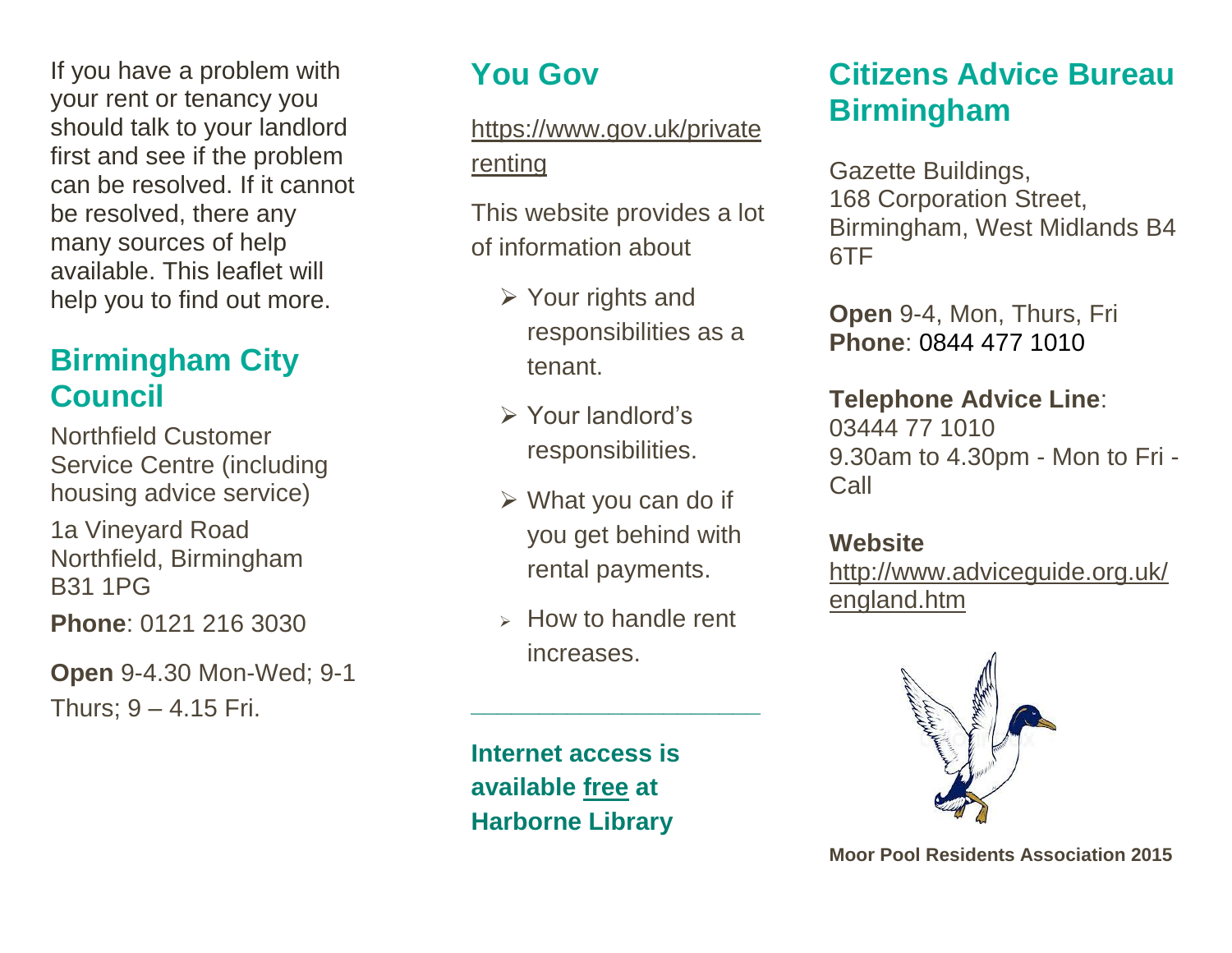If you have a problem with your rent or tenancy you should talk to your landlord first and see if the problem can be resolved. If it cannot be resolved, there any many sources of help available. This leaflet will help you to find out more.

## Birmingham City Council

Northfield Customer Service Centre (including housing advice service)

1a Vineyard Road
Northfield, Birmingham
B31 1PG

**Phone**: 0121 216 3030

**Open** 9-4.30 Mon-Wed; 9-1 Thurs; 9 – 4.15 Fri.

## You Gov

https://www.gov.uk/private renting

This website provides a lot of information about

- Your rights and responsibilities as a tenant.
- Your landlord's responsibilities.
- What you can do if you get behind with rental payments.
- How to handle rent increases.

---

**Internet access is available free at Harborne Library**

## Citizens Advice Bureau Birmingham

Gazette Buildings,
168 Corporation Street,
Birmingham, West Midlands B4 6TF

**Open** 9-4, Mon, Thurs, Fri
**Phone**: 0844 477 1010

**Telephone Advice Line**:
03444 77 1010
9.30am to 4.30pm - Mon to Fri - Call

**Website**
http://www.adviceguide.org.uk/england.htm

**Moor Pool Residents Association 2015**